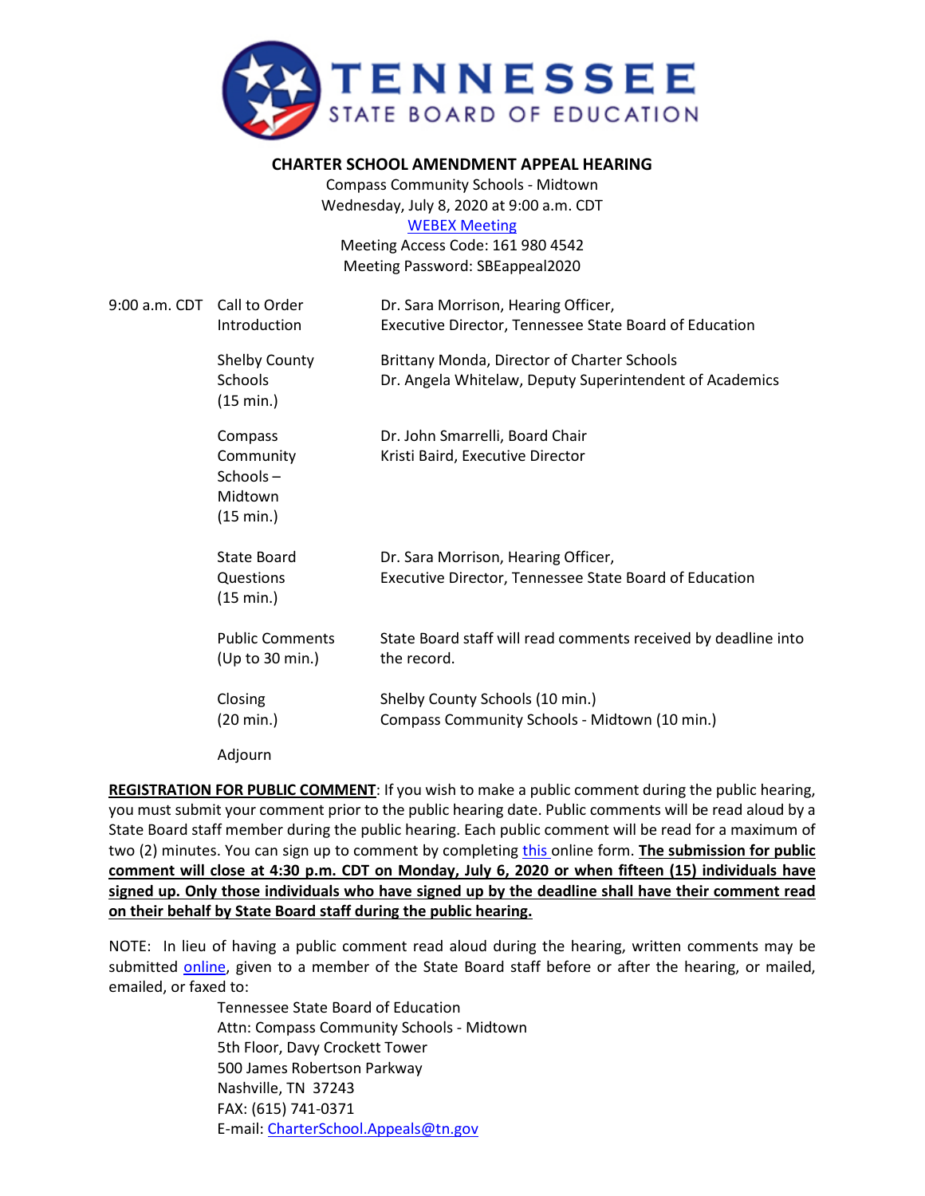# TENNESSEE STATE BOARD OF EDUCATION

## CHARTER SCHOOL AMENDMENT APPEAL HEARING

Compass Community Schools - Midtown
Wednesday, July 8, 2020 at 9:00 a.m. CDT
WEBEX Meeting
Meeting Access Code: 161 980 4542
Meeting Password: SBEappeal2020

| | | |
|---|---|---|
| 9:00 a.m. CDT | Call to Order<br>Introduction | Dr. Sara Morrison, Hearing Officer,<br>Executive Director, Tennessee State Board of Education |
| | Shelby County Schools<br>(15 min.) | Brittany Monda, Director of Charter Schools<br>Dr. Angela Whitelaw, Deputy Superintendent of Academics |
| | Compass Community Schools – Midtown<br>(15 min.) | Dr. John Smarrelli, Board Chair<br>Kristi Baird, Executive Director |
| | State Board Questions<br>(15 min.) | Dr. Sara Morrison, Hearing Officer,<br>Executive Director, Tennessee State Board of Education |
| | Public Comments<br>(Up to 30 min.) | State Board staff will read comments received by deadline into the record. |
| | Closing<br>(20 min.) | Shelby County Schools (10 min.)<br>Compass Community Schools - Midtown (10 min.) |
| | Adjourn | |

**REGISTRATION FOR PUBLIC COMMENT**: If you wish to make a public comment during the public hearing, you must submit your comment prior to the public hearing date. Public comments will be read aloud by a State Board staff member during the public hearing. Each public comment will be read for a maximum of two (2) minutes. You can sign up to comment by completing this online form. **The submission for public comment will close at 4:30 p.m. CDT on Monday, July 6, 2020 or when fifteen (15) individuals have signed up. Only those individuals who have signed up by the deadline shall have their comment read on their behalf by State Board staff during the public hearing.**

NOTE: In lieu of having a public comment read aloud during the hearing, written comments may be submitted online, given to a member of the State Board staff before or after the hearing, or mailed, emailed, or faxed to:

Tennessee State Board of Education
Attn: Compass Community Schools - Midtown
5th Floor, Davy Crockett Tower
500 James Robertson Parkway
Nashville, TN 37243
FAX: (615) 741-0371
E-mail: CharterSchool.Appeals@tn.gov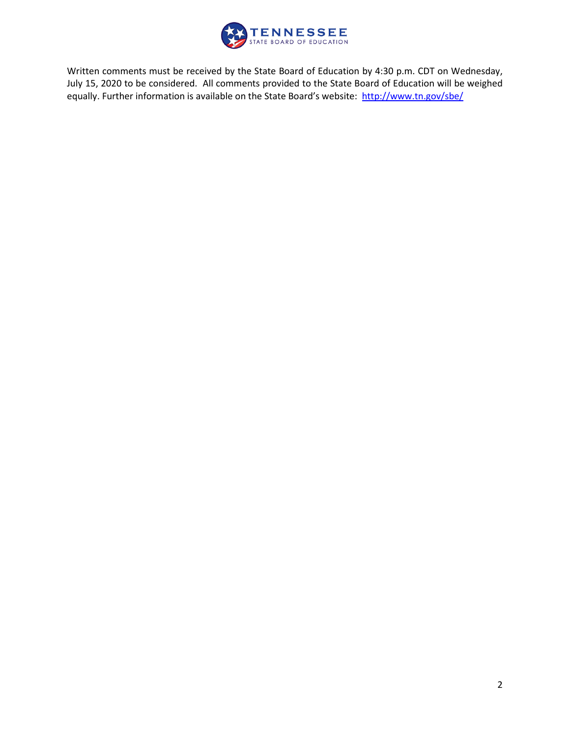Written comments must be received by the State Board of Education by 4:30 p.m. CDT on Wednesday, July 15, 2020 to be considered. All comments provided to the State Board of Education will be weighed equally. Further information is available on the State Board's website: [http://www.tn.gov/sbe/](http://www.tn.gov/sbe/)